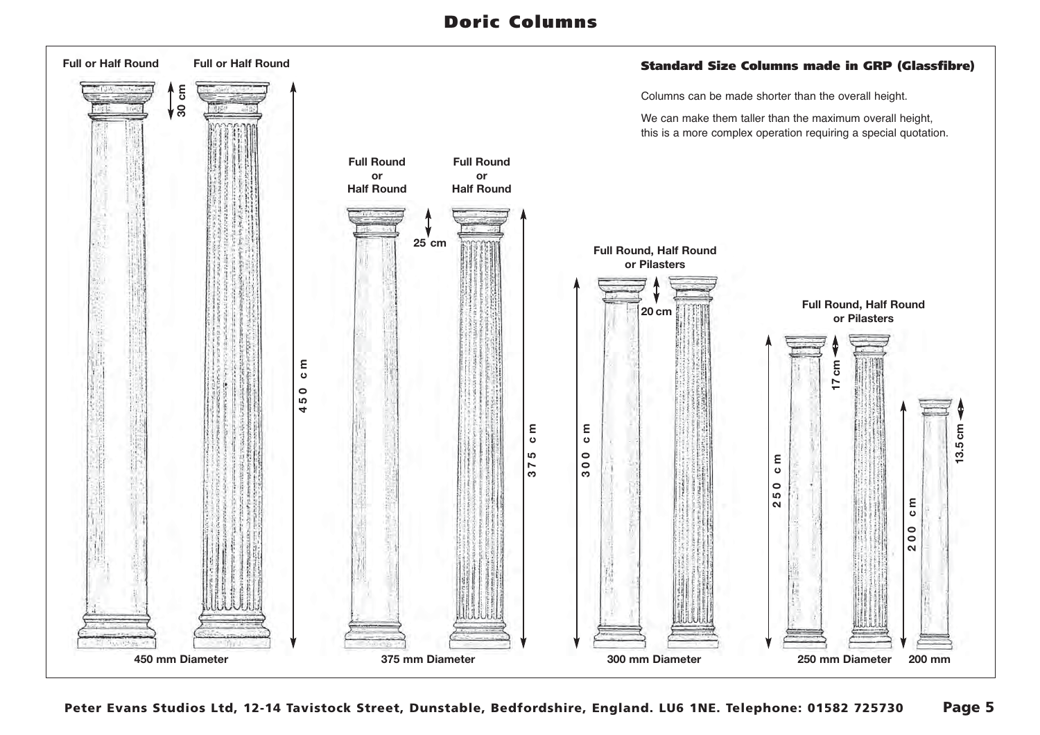# Doric Columns

### Standard Size Columns made in GRP (Glassfibre)

Columns can be made shorter than the overall height.

We can make them taller than the maximum overall height, this is a more complex operation requiring a special quotation.

**Full or Half Round** | **Full or Half Round**

30 cm

450 cm

450 mm Diameter

**Full Round or Half Round** | **Full Round or Half Round**

25 cm

375 cm

375 mm Diameter

**Full Round, Half Round or Pilasters**

20 cm

300 cm

300 mm Diameter

**Full Round, Half Round or Pilasters**

17 cm

250 cm

250 mm Diameter

13.5 cm

200 cm

200 mm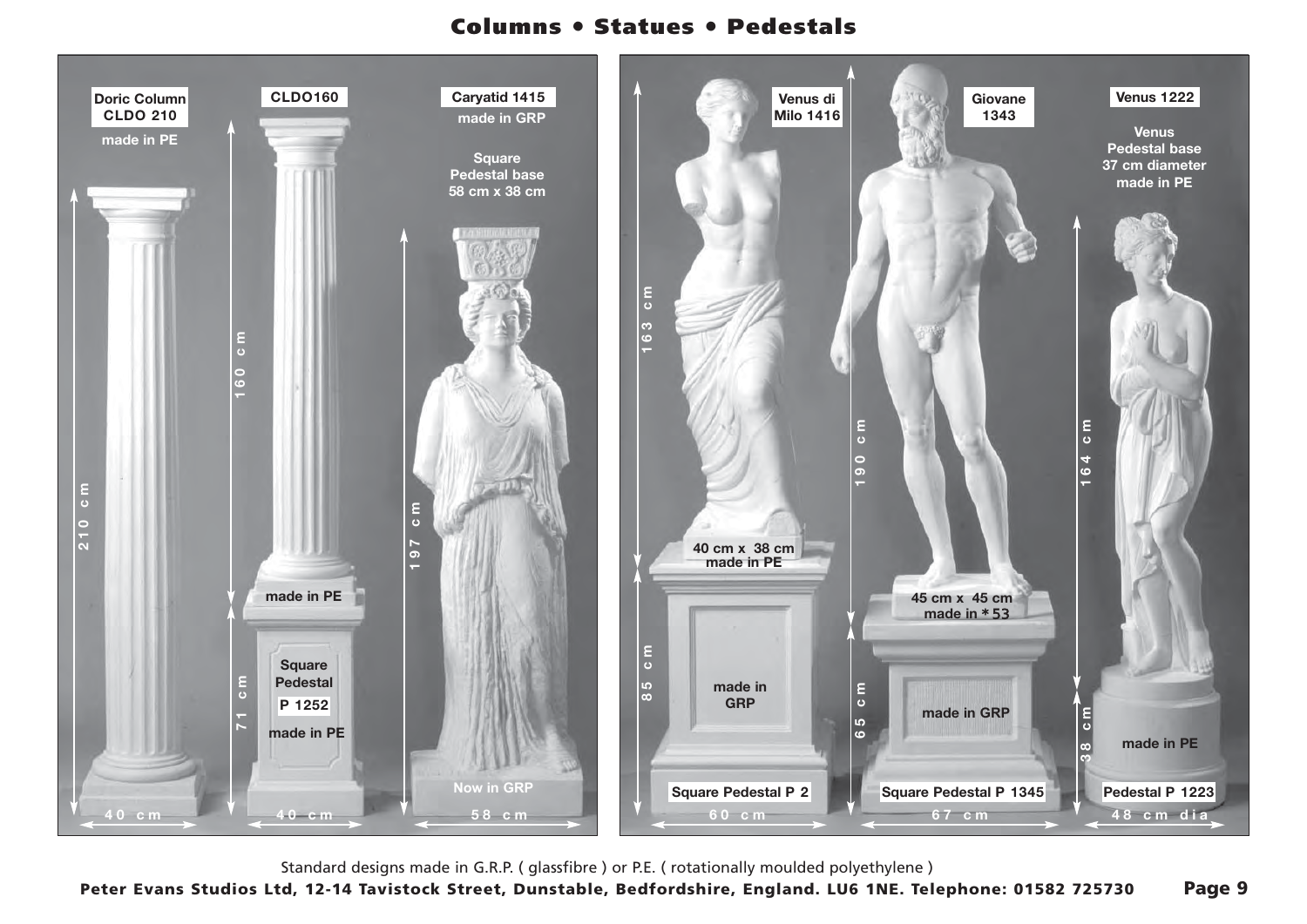# Columns • Statues • Pedestals

**Doric Column CLDO 210**
made in PE
210 cm
40 cm

**CLDO160**
160 cm
made in PE

**Square Pedestal P 1252**
made in PE
71 cm
40 cm

**Caryatid 1415**
made in GRP
Square Pedestal base 58 cm x 38 cm
197 cm
Now in GRP
58 cm

**Venus di Milo 1416**
163 cm
40 cm x 38 cm made in PE
85 cm
made in GRP
**Square Pedestal P 2**
60 cm

**Giovane 1343**
190 cm
45 cm x 45 cm made in * 53
65 cm
made in GRP
**Square Pedestal P 1345**
67 cm

**Venus 1222**
Venus Pedestal base 37 cm diameter made in PE
164 cm
38 cm
made in PE
**Pedestal P 1223**
48 cm dia

Standard designs made in G.R.P. ( glassfibre ) or P.E. ( rotationally moulded polyethylene )

**Peter Evans Studios Ltd, 12-14 Tavistock Street, Dunstable, Bedfordshire, England. LU6 1NE. Telephone: 01582 725730**